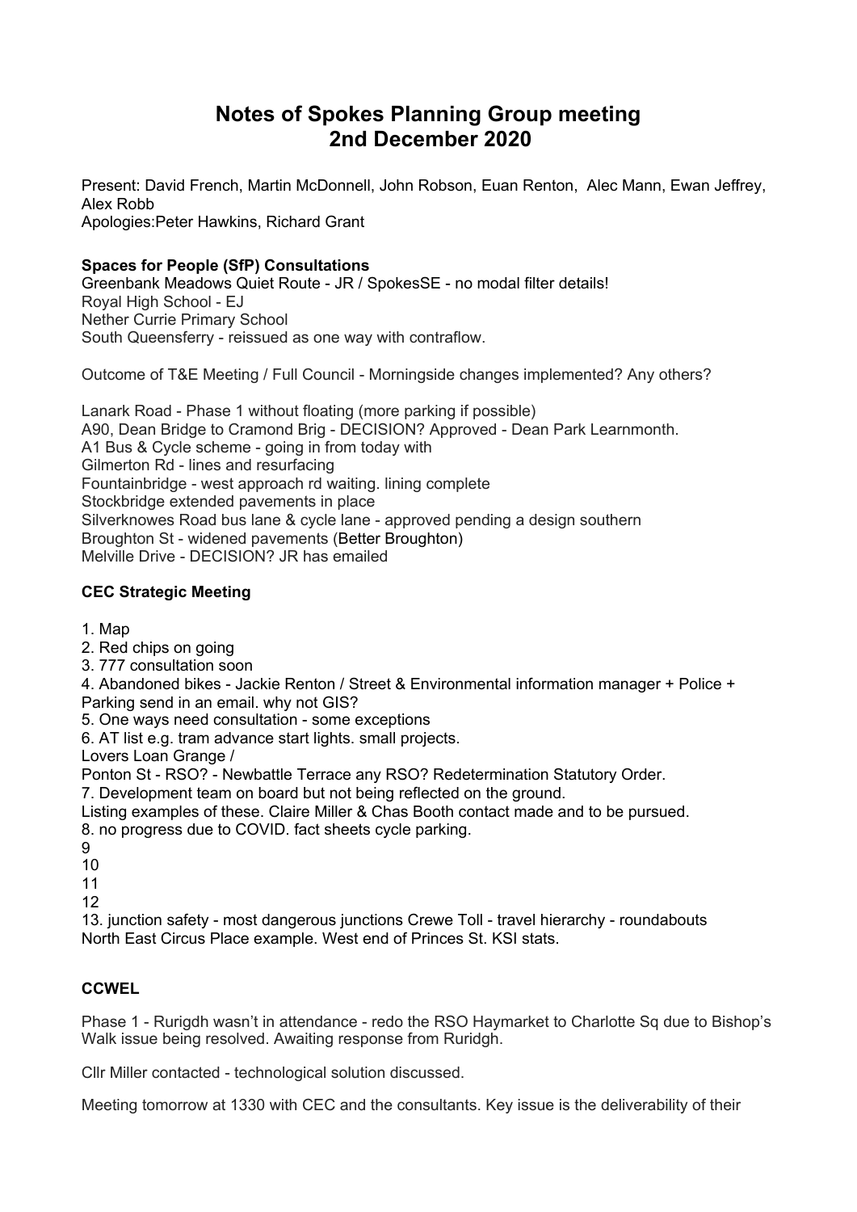# Notes of Spokes Planning Group meeting
# 2nd December 2020

Present: David French, Martin McDonnell, John Robson, Euan Renton, Alec Mann, Ewan Jeffrey, Alex Robb
Apologies:Peter Hawkins, Richard Grant

**Spaces for People (SfP) Consultations**

Greenbank Meadows Quiet Route - JR / SpokesSE - no modal filter details!
Royal High School - EJ
Nether Currie Primary School
South Queensferry - reissued as one way with contraflow.

Outcome of T&E Meeting / Full Council - Morningside changes implemented? Any others?

Lanark Road - Phase 1 without floating (more parking if possible)
A90, Dean Bridge to Cramond Brig - DECISION? Approved - Dean Park Learnmonth.
A1 Bus & Cycle scheme - going in from today with
Gilmerton Rd - lines and resurfacing
Fountainbridge - west approach rd waiting. lining complete
Stockbridge extended pavements in place
Silverknowes Road bus lane & cycle lane - approved pending a design southern
Broughton St - widened pavements (Better Broughton)
Melville Drive - DECISION? JR has emailed

**CEC Strategic Meeting**

1. Map
2. Red chips on going
3. 777 consultation soon
4. Abandoned bikes - Jackie Renton / Street & Environmental information manager + Police + Parking send in an email. why not GIS?
5. One ways need consultation - some exceptions
6. AT list e.g. tram advance start lights. small projects.
Lovers Loan Grange /
Ponton St - RSO? - Newbattle Terrace any RSO? Redetermination Statutory Order.
7. Development team on board but not being reflected on the ground.
Listing examples of these. Claire Miller & Chas Booth contact made and to be pursued.
8. no progress due to COVID. fact sheets cycle parking.
9
10
11
12
13. junction safety - most dangerous junctions Crewe Toll - travel hierarchy - roundabouts North East Circus Place example. West end of Princes St. KSI stats.

**CCWEL**

Phase 1 - Rurigdh wasn't in attendance - redo the RSO Haymarket to Charlotte Sq due to Bishop's Walk issue being resolved. Awaiting response from Ruridgh.

Cllr Miller contacted - technological solution discussed.

Meeting tomorrow at 1330 with CEC and the consultants. Key issue is the deliverability of their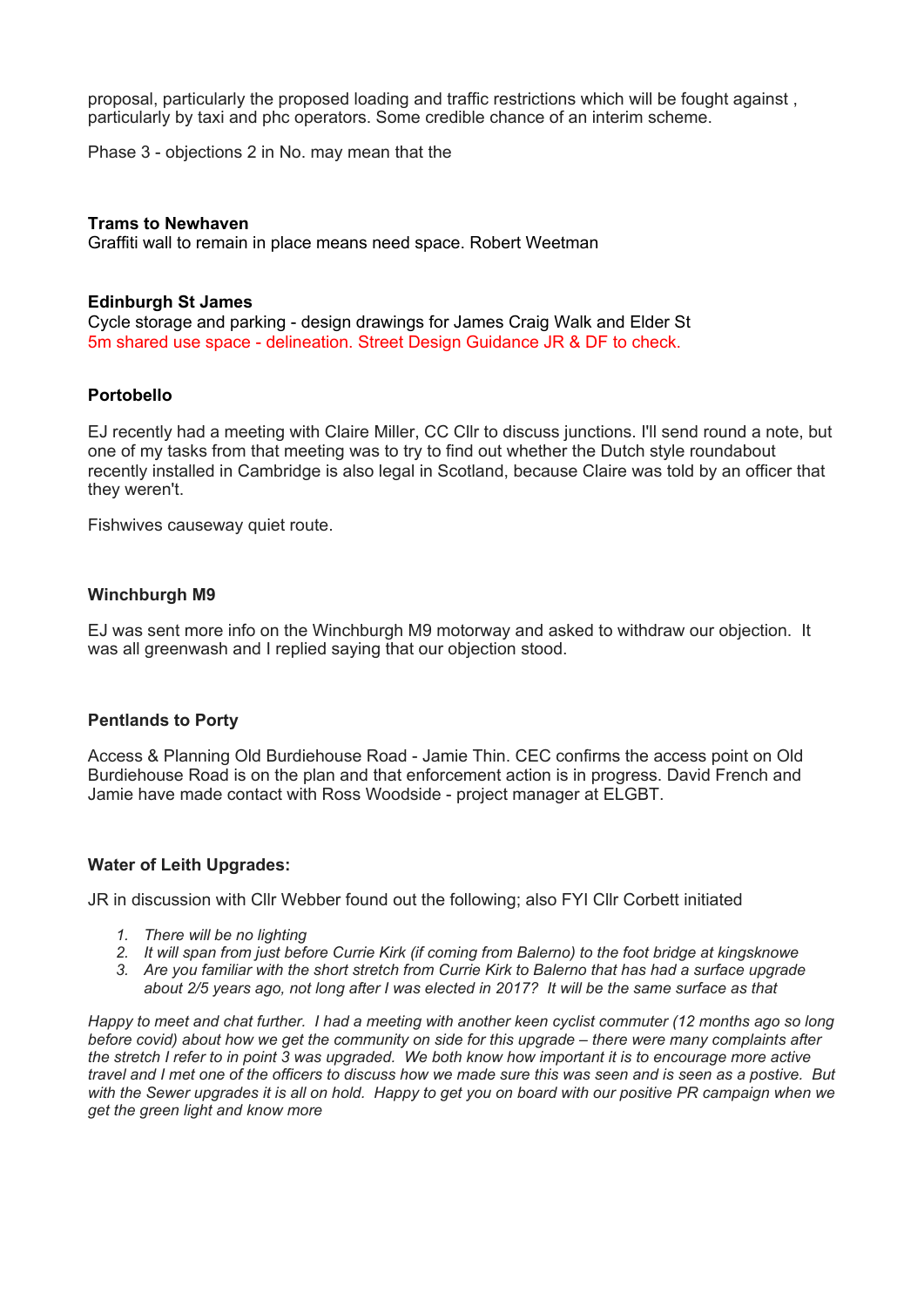proposal, particularly the proposed loading and traffic restrictions which will be fought against , particularly by taxi and phc operators. Some credible chance of an interim scheme.

Phase 3 - objections 2 in No. may mean that the

**Trams to Newhaven**
Graffiti wall to remain in place means need space. Robert Weetman

**Edinburgh St James**
Cycle storage and parking - design drawings for James Craig Walk and Elder St
5m shared use space - delineation. Street Design Guidance JR & DF to check.

**Portobello**

EJ recently had a meeting with Claire Miller, CC Cllr to discuss junctions. I'll send round a note, but one of my tasks from that meeting was to try to find out whether the Dutch style roundabout recently installed in Cambridge is also legal in Scotland, because Claire was told by an officer that they weren't.

Fishwives causeway quiet route.

**Winchburgh M9**

EJ was sent more info on the Winchburgh M9 motorway and asked to withdraw our objection. It was all greenwash and I replied saying that our objection stood.

**Pentlands to Porty**

Access & Planning Old Burdiehouse Road - Jamie Thin. CEC confirms the access point on Old Burdiehouse Road is on the plan and that enforcement action is in progress. David French and Jamie have made contact with Ross Woodside - project manager at ELGBT.

**Water of Leith Upgrades:**

JR in discussion with Cllr Webber found out the following; also FYI Cllr Corbett initiated

1. *There will be no lighting*
2. *It will span from just before Currie Kirk (if coming from Balerno) to the foot bridge at kingsknowe*
3. *Are you familiar with the short stretch from Currie Kirk to Balerno that has had a surface upgrade about 2/5 years ago, not long after I was elected in 2017? It will be the same surface as that*

*Happy to meet and chat further. I had a meeting with another keen cyclist commuter (12 months ago so long before covid) about how we get the community on side for this upgrade – there were many complaints after the stretch I refer to in point 3 was upgraded. We both know how important it is to encourage more active travel and I met one of the officers to discuss how we made sure this was seen and is seen as a postive. But with the Sewer upgrades it is all on hold. Happy to get you on board with our positive PR campaign when we get the green light and know more*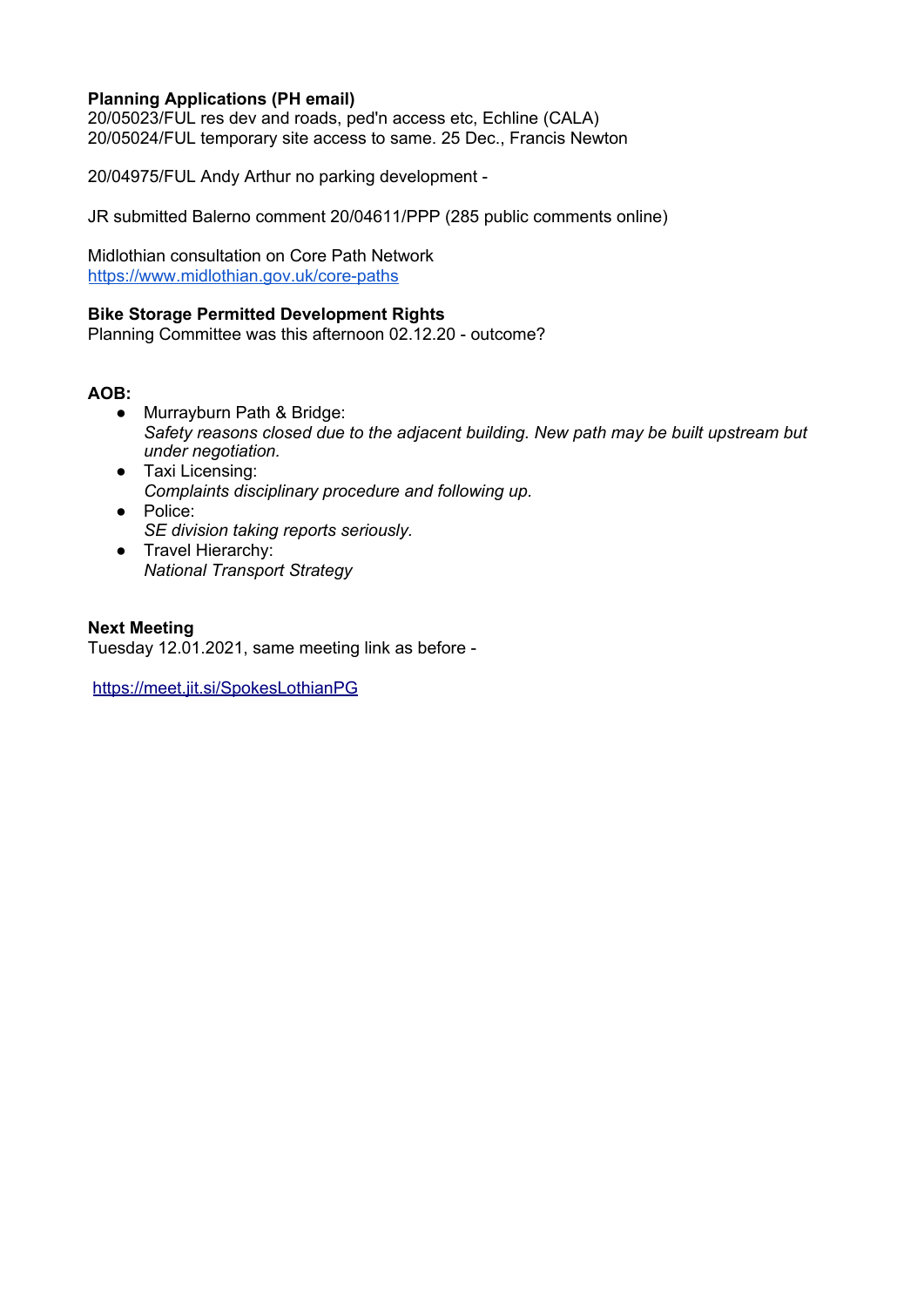**Planning Applications (PH email)**
20/05023/FUL res dev and roads, ped'n access etc, Echline (CALA)
20/05024/FUL temporary site access to same. 25 Dec., Francis Newton

20/04975/FUL Andy Arthur no parking development -

JR submitted Balerno comment 20/04611/PPP (285 public comments online)

Midlothian consultation on Core Path Network
https://www.midlothian.gov.uk/core-paths

**Bike Storage Permitted Development Rights**
Planning Committee was this afternoon 02.12.20 - outcome?

**AOB:**

- Murrayburn Path & Bridge:
  *Safety reasons closed due to the adjacent building. New path may be built upstream but under negotiation.*
- Taxi Licensing:
  *Complaints disciplinary procedure and following up.*
- Police:
  *SE division taking reports seriously.*
- Travel Hierarchy:
  *National Transport Strategy*

**Next Meeting**
Tuesday 12.01.2021, same meeting link as before -

https://meet.jit.si/SpokesLothianPG